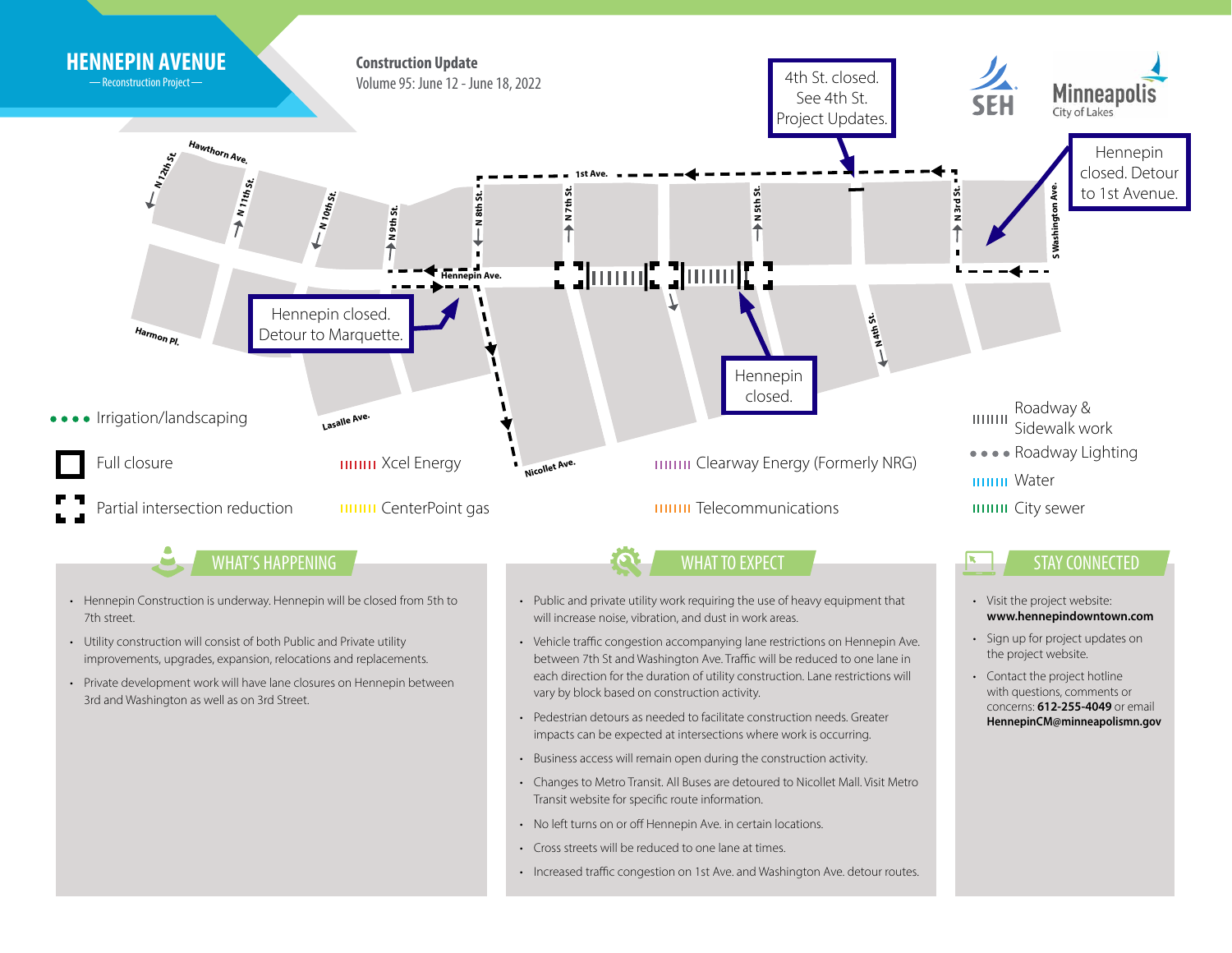# HENNEPIN AVENUE

— Reconstruction Project —

**Construction Update**

Volume 95: June 12 - June 18, 2022

SEH

Minneapolis
City of Lakes

Hawthorn Ave. N 12th St. N 11th St. N 10th St. N 9th St. N 8th St. 1st Ave. N 7th St. N 5th St. N 3rd St. S Washington Ave. Hennepin Ave. Harmon Pl. Lasalle Ave. Nicollet Ave. N 4th St.

4th St. closed. See 4th St. Project Updates.

Hennepin closed. Detour to 1st Avenue.

Hennepin closed. Detour to Marquette.

Hennepin closed.

- Irrigation/landscaping
- Full closure
- Partial intersection reduction
- Xcel Energy
- CenterPoint gas
- Clearway Energy (Formerly NRG)
- Telecommunications
- Roadway & Sidewalk work
- Roadway Lighting
- Water
- City sewer

## WHAT'S HAPPENING

- Hennepin Construction is underway. Hennepin will be closed from 5th to 7th street.
- Utility construction will consist of both Public and Private utility improvements, upgrades, expansion, relocations and replacements.
- Private development work will have lane closures on Hennepin between 3rd and Washington as well as on 3rd Street.

## WHAT TO EXPECT

- Public and private utility work requiring the use of heavy equipment that will increase noise, vibration, and dust in work areas.
- Vehicle traffic congestion accompanying lane restrictions on Hennepin Ave. between 7th St and Washington Ave. Traffic will be reduced to one lane in each direction for the duration of utility construction. Lane restrictions will vary by block based on construction activity.
- Pedestrian detours as needed to facilitate construction needs. Greater impacts can be expected at intersections where work is occurring.
- Business access will remain open during the construction activity.
- Changes to Metro Transit. All Buses are detoured to Nicollet Mall. Visit Metro Transit website for specific route information.
- No left turns on or off Hennepin Ave. in certain locations.
- Cross streets will be reduced to one lane at times.
- Increased traffic congestion on 1st Ave. and Washington Ave. detour routes.

## STAY CONNECTED

- Visit the project website: **www.hennepindowntown.com**
- Sign up for project updates on the project website.
- Contact the project hotline with questions, comments or concerns: **612-255-4049** or email **HennepinCM@minneapolismn.gov**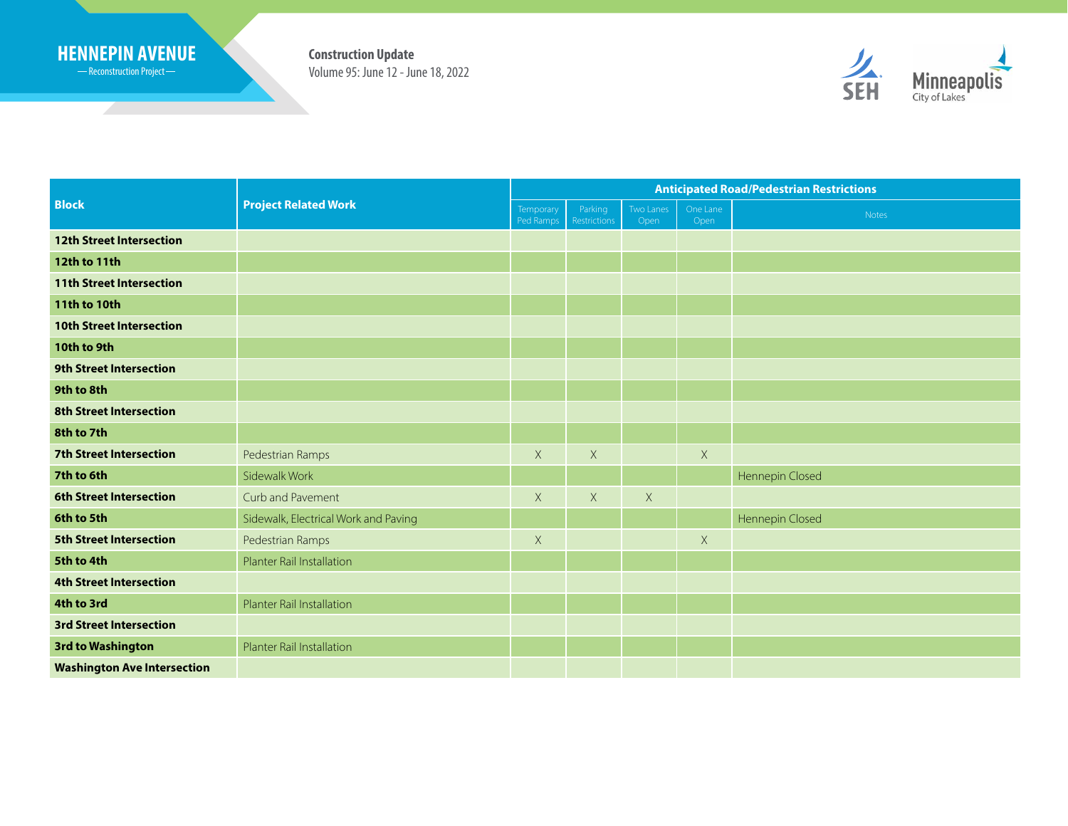HENNEPIN AVENUE
— Reconstruction Project —

**Construction Update**
Volume 95: June 12 - June 18, 2022

| Block | Project Related Work | Anticipated Road/Pedestrian Restrictions | | | | |
|---|---|---|---|---|---|---|
| | | Temporary Ped Ramps | Parking Restrictions | Two Lanes Open | One Lane Open | Notes |
| **12th Street Intersection** | | | | | | |
| **12th to 11th** | | | | | | |
| **11th Street Intersection** | | | | | | |
| **11th to 10th** | | | | | | |
| **10th Street Intersection** | | | | | | |
| **10th to 9th** | | | | | | |
| **9th Street Intersection** | | | | | | |
| **9th to 8th** | | | | | | |
| **8th Street Intersection** | | | | | | |
| **8th to 7th** | | | | | | |
| **7th Street Intersection** | Pedestrian Ramps | X | X | | X | |
| **7th to 6th** | Sidewalk Work | | | | | Hennepin Closed |
| **6th Street Intersection** | Curb and Pavement | X | X | X | | |
| **6th to 5th** | Sidewalk, Electrical Work and Paving | | | | | Hennepin Closed |
| **5th Street Intersection** | Pedestrian Ramps | X | | | X | |
| **5th to 4th** | Planter Rail Installation | | | | | |
| **4th Street Intersection** | | | | | | |
| **4th to 3rd** | Planter Rail Installation | | | | | |
| **3rd Street Intersection** | | | | | | |
| **3rd to Washington** | Planter Rail Installation | | | | | |
| **Washington Ave Intersection** | | | | | | |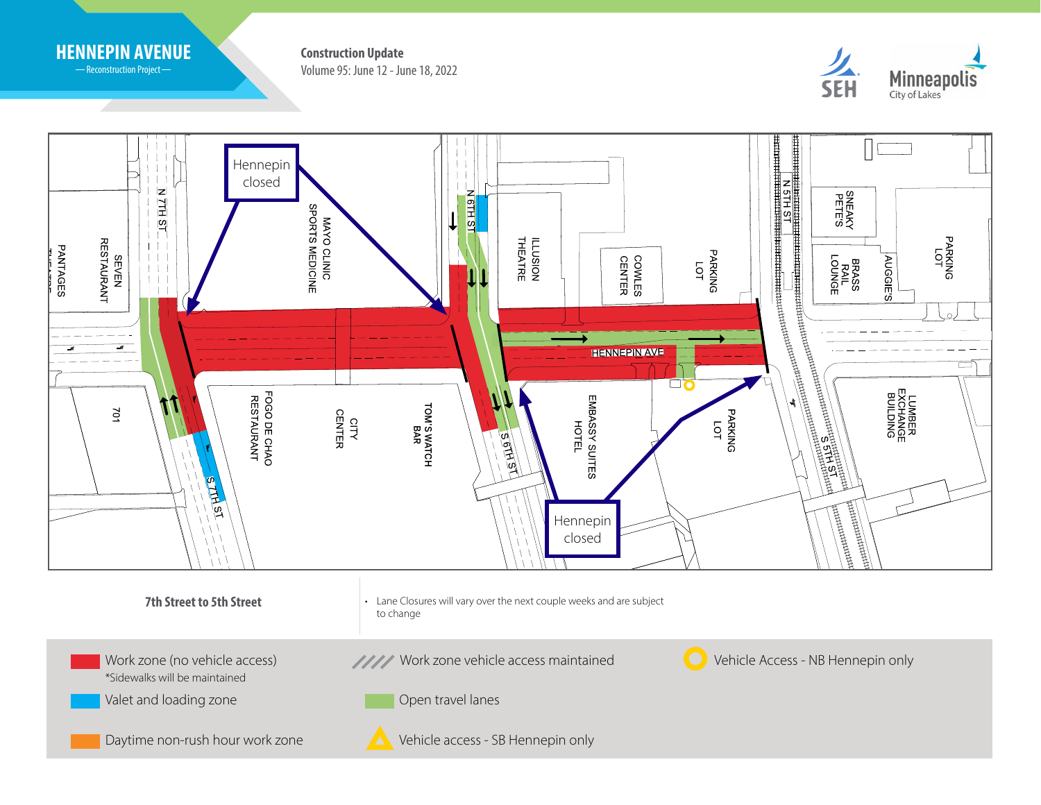**HENNEPIN AVENUE**
— Reconstruction Project —

**Construction Update**
Volume 95: June 12 - June 18, 2022

SEH | Minneapolis City of Lakes

Hennepin closed

Hennepin closed

N 7TH ST | S 7TH ST | N 6TH ST | S 6TH ST | N 5TH ST | S 5TH ST | HENNEPIN AVE

PANTAGES THEATRE | SEVEN RESTAURANT | 701 | MAYO CLINIC SPORTS MEDICINE | FOGO DE CHAO RESTAURANT | CITY CENTER | TOM'S WATCH BAR | ILLUSION THEATRE | COWLES CENTER | PARKING LOT | EMBASSY SUITES HOTEL | PARKING LOT | SNEAKY PETE'S | BRASS RAIL LOUNGE | AUGGIE'S | PARKING LOT | LUMBER EXCHANGE BUILDING

**7th Street to 5th Street**

- Lane Closures will vary over the next couple weeks and are subject to change

| Legend | | |
|---|---|---|
| Work zone (no vehicle access) *Sidewalks will be maintained | Work zone vehicle access maintained | Vehicle Access - NB Hennepin only |
| Valet and loading zone | Open travel lanes | |
| Daytime non-rush hour work zone | Vehicle access - SB Hennepin only | |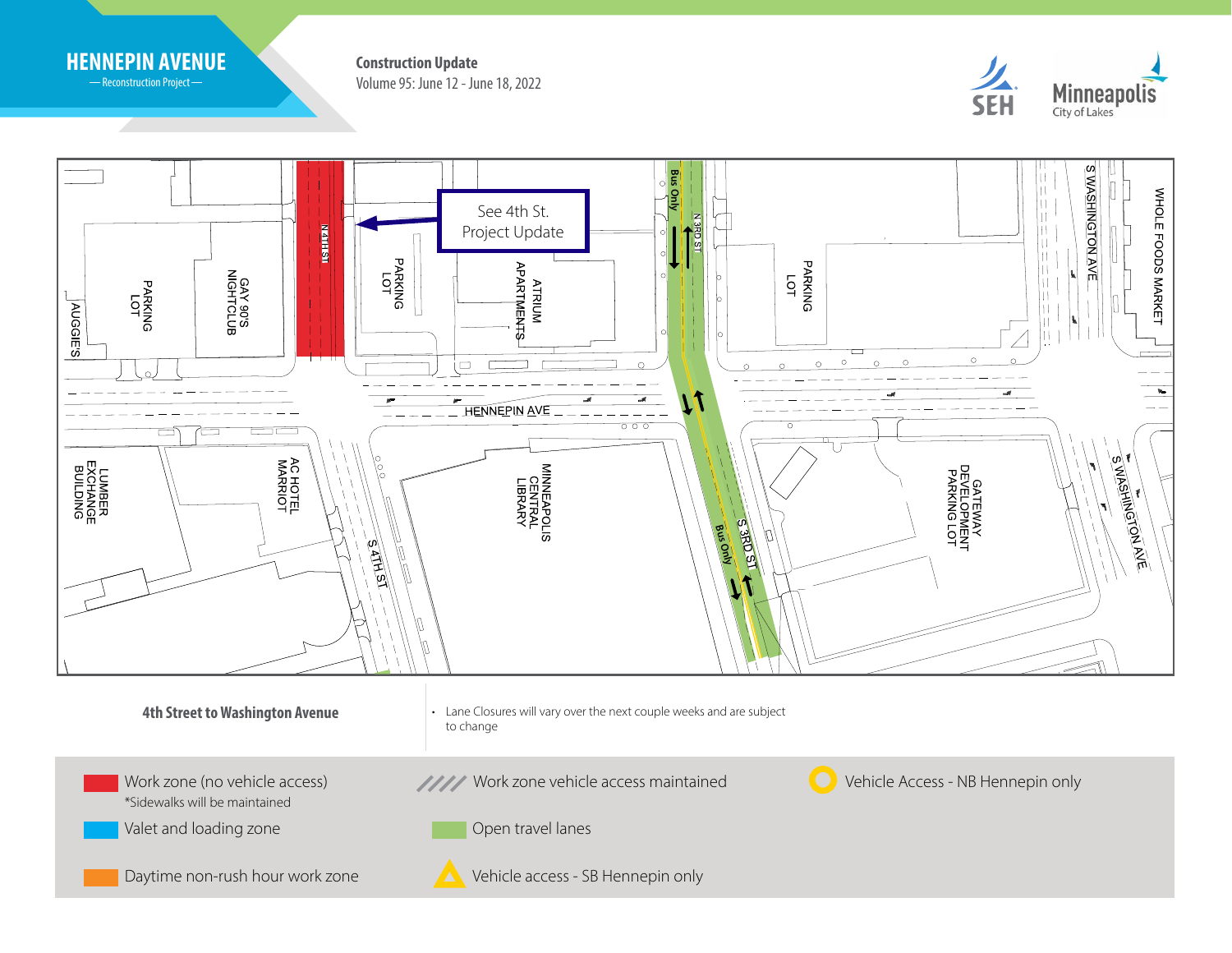# HENNEPIN AVENUE

— Reconstruction Project —

**Construction Update**

Volume 95: June 12 - June 18, 2022

SEH

Minneapolis City of Lakes

See 4th St. Project Update

N 4TH ST

PARKING LOT

GAY 90'S NIGHTCLUB

AUGGIE'S

PARKING LOT

ATRIUM APARTMENTS

Bus Only

N 3RD ST

PARKING LOT

S WASHINGTON AVE

WHOLE FOODS MARKET

HENNEPIN AVE

LUMBER EXCHANGE BUILDING

AC HOTEL MARRIOT

S 4TH ST

MINNEAPOLIS CENTRAL LIBRARY

S 3RD ST

Bus Only

GATEWAY DEVELOPMENT PARKING LOT

S WASHINGTON AVE

**4th Street to Washington Avenue**

- Lane Closures will vary over the next couple weeks and are subject to change

Work zone (no vehicle access)
*Sidewalks will be maintained

Valet and loading zone

Daytime non-rush hour work zone

Work zone vehicle access maintained

Open travel lanes

Vehicle access - SB Hennepin only

Vehicle Access - NB Hennepin only